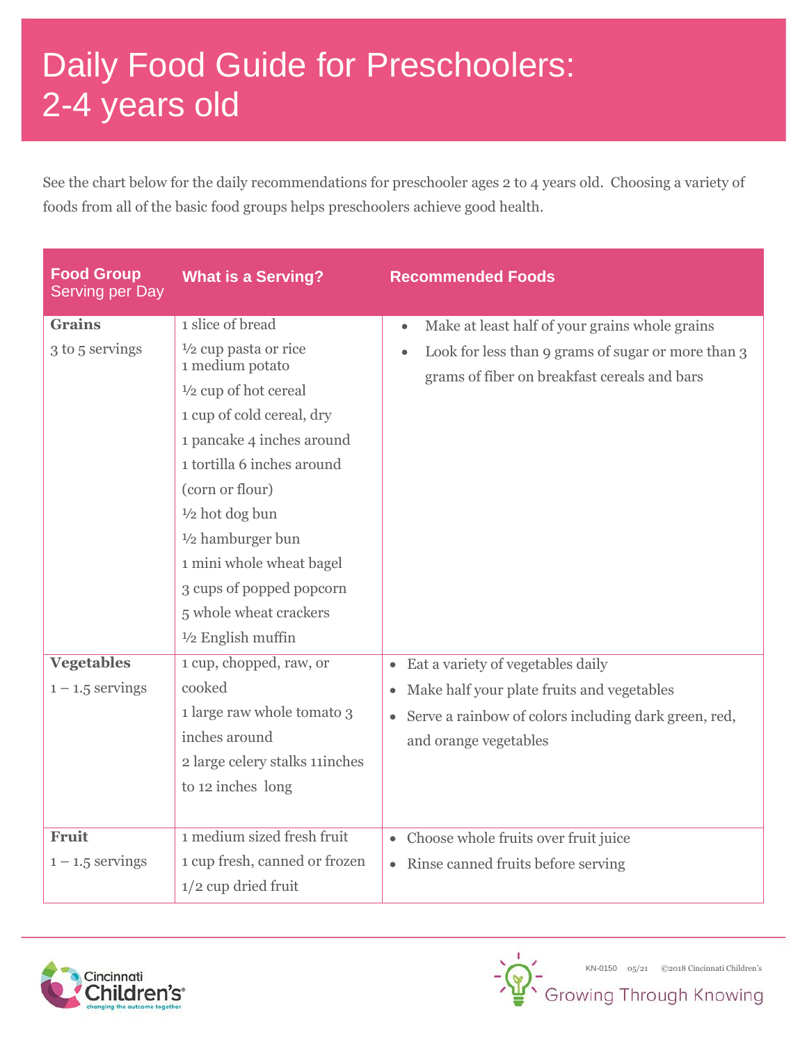# Daily Food Guide for Preschoolers: 2-4 years old

See the chart below for the daily recommendations for preschooler ages 2 to 4 years old. Choosing a variety of foods from all of the basic food groups helps preschoolers achieve good health.

| Food Group<br>Serving per Day | What is a Serving? | Recommended Foods |
|---|---|---|
| **Grains**<br>3 to 5 servings | 1 slice of bread<br>½ cup pasta or rice<br>1 medium potato<br>½ cup of hot cereal<br>1 cup of cold cereal, dry<br>1 pancake 4 inches around<br>1 tortilla 6 inches around (corn or flour)<br>½ hot dog bun<br>½ hamburger bun<br>1 mini whole wheat bagel<br>3 cups of popped popcorn<br>5 whole wheat crackers<br>½ English muffin | • Make at least half of your grains whole grains<br>• Look for less than 9 grams of sugar or more than 3 grams of fiber on breakfast cereals and bars |
| **Vegetables**<br>1 – 1.5 servings | 1 cup, chopped, raw, or cooked<br>1 large raw whole tomato 3 inches around<br>2 large celery stalks 11inches to 12 inches long | • Eat a variety of vegetables daily<br>• Make half your plate fruits and vegetables<br>• Serve a rainbow of colors including dark green, red, and orange vegetables |
| **Fruit**<br>1 – 1.5 servings | 1 medium sized fresh fruit<br>1 cup fresh, canned or frozen<br>1/2 cup dried fruit | • Choose whole fruits over fruit juice<br>• Rinse canned fruits before serving |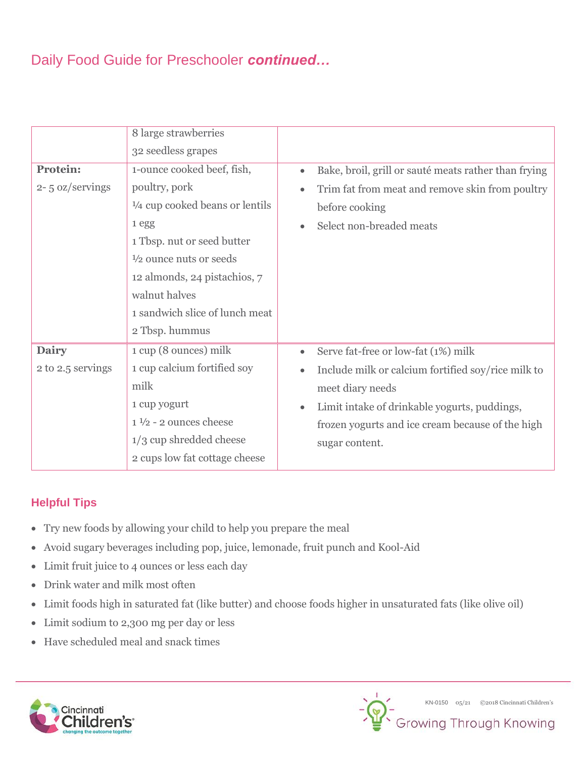## Daily Food Guide for Preschooler ***continued…***

| | | |
|---|---|---|
| | 8 large strawberries<br>32 seedless grapes | |
| **Protein:**<br>2- 5 oz/servings | 1-ounce cooked beef, fish, poultry, pork<br>¼ cup cooked beans or lentils<br>1 egg<br>1 Tbsp. nut or seed butter<br>½ ounce nuts or seeds<br>12 almonds, 24 pistachios, 7 walnut halves<br>1 sandwich slice of lunch meat<br>2 Tbsp. hummus | • Bake, broil, grill or sauté meats rather than frying<br>• Trim fat from meat and remove skin from poultry before cooking<br>• Select non-breaded meats |
| **Dairy**<br>2 to 2.5 servings | 1 cup (8 ounces) milk<br>1 cup calcium fortified soy milk<br>1 cup yogurt<br>1 ½ - 2 ounces cheese<br>1/3 cup shredded cheese<br>2 cups low fat cottage cheese | • Serve fat-free or low-fat (1%) milk<br>• Include milk or calcium fortified soy/rice milk to meet diary needs<br>• Limit intake of drinkable yogurts, puddings, frozen yogurts and ice cream because of the high sugar content. |

### Helpful Tips

- Try new foods by allowing your child to help you prepare the meal
- Avoid sugary beverages including pop, juice, lemonade, fruit punch and Kool-Aid
- Limit fruit juice to 4 ounces or less each day
- Drink water and milk most often
- Limit foods high in saturated fat (like butter) and choose foods higher in unsaturated fats (like olive oil)
- Limit sodium to 2,300 mg per day or less
- Have scheduled meal and snack times

KN-0150 05/21 ©2018 Cincinnati Children's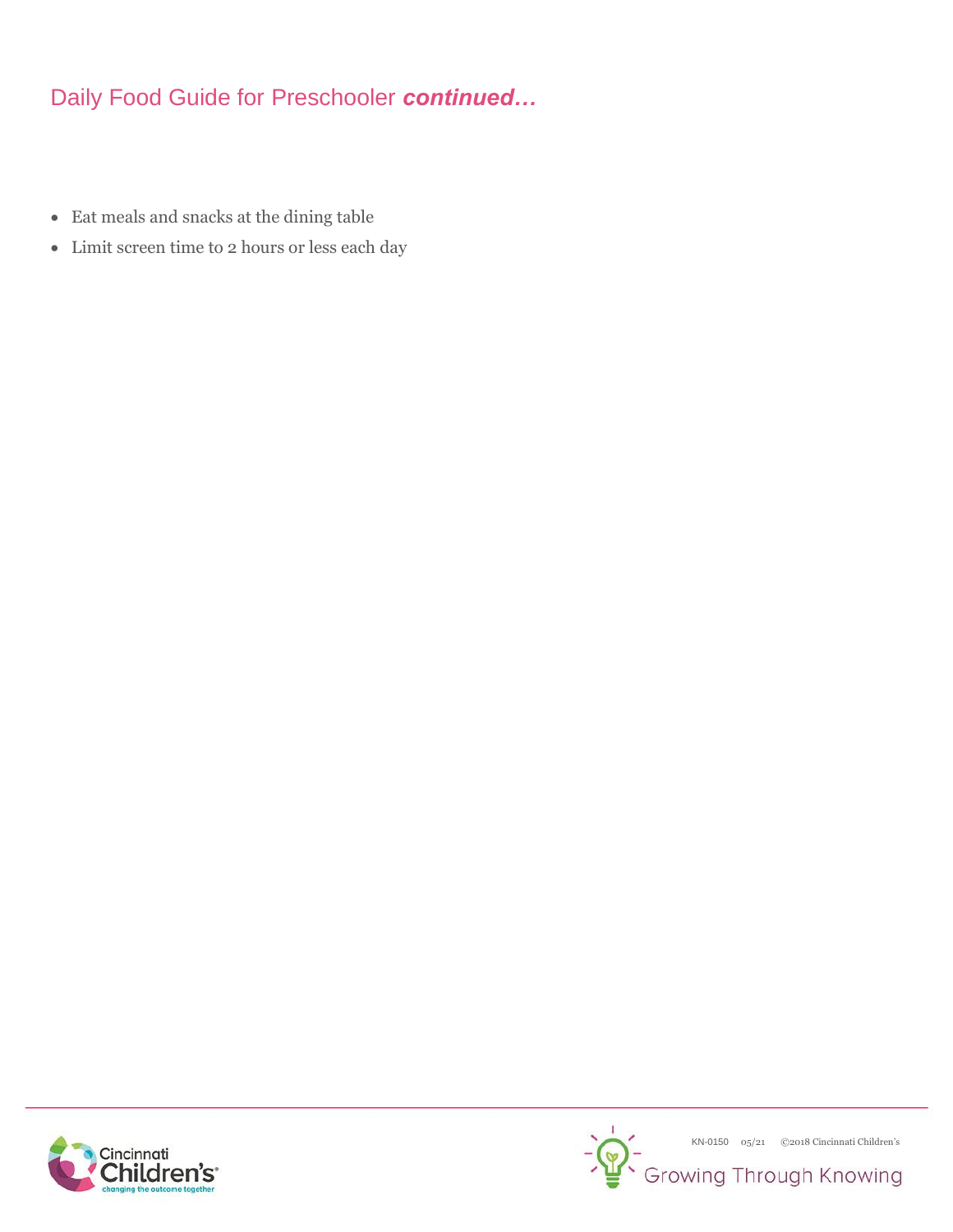## Daily Food Guide for Preschooler ***continued…***

- Eat meals and snacks at the dining table
- Limit screen time to 2 hours or less each day